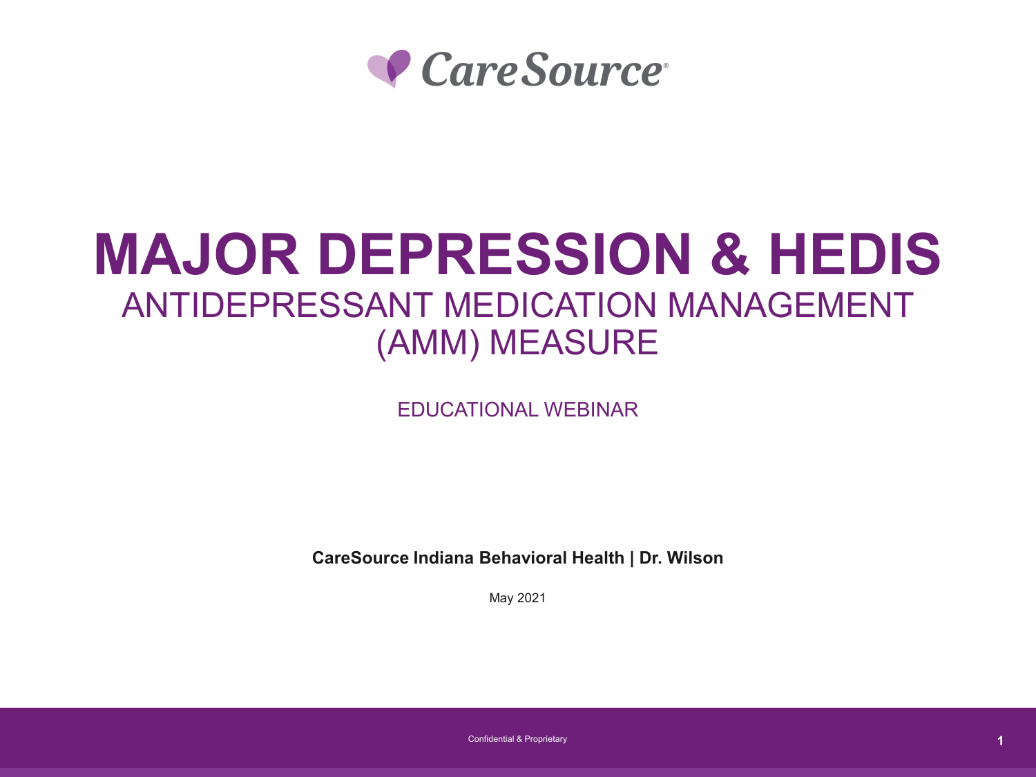CareSource®

# MAJOR DEPRESSION & HEDIS

## ANTIDEPRESSANT MEDICATION MANAGEMENT (AMM) MEASURE

EDUCATIONAL WEBINAR

**CareSource Indiana Behavioral Health | Dr. Wilson**

May 2021

Confidential & Proprietary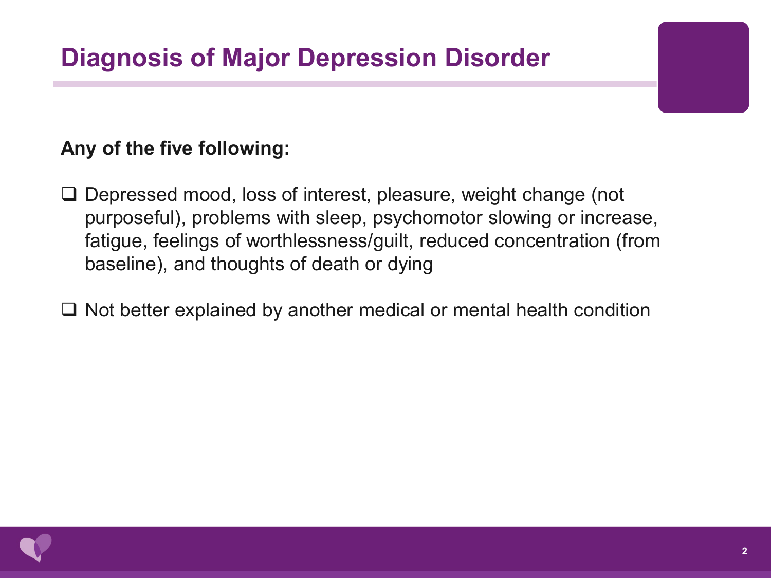# Diagnosis of Major Depression Disorder

**Any of the five following:**

- Depressed mood, loss of interest, pleasure, weight change (not purposeful), problems with sleep, psychomotor slowing or increase, fatigue, feelings of worthlessness/guilt, reduced concentration (from baseline), and thoughts of death or dying

- Not better explained by another medical or mental health condition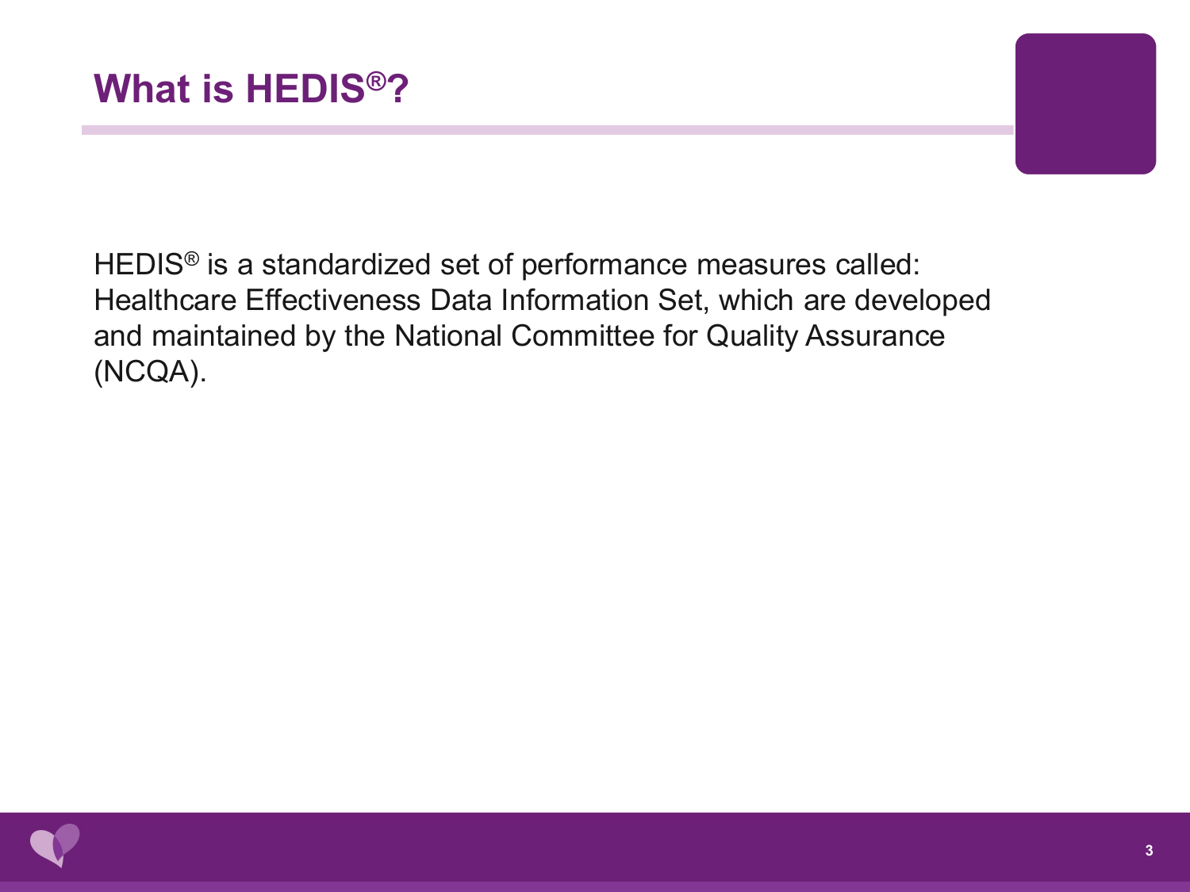# What is HEDIS®?

HEDIS® is a standardized set of performance measures called: Healthcare Effectiveness Data Information Set, which are developed and maintained by the National Committee for Quality Assurance (NCQA).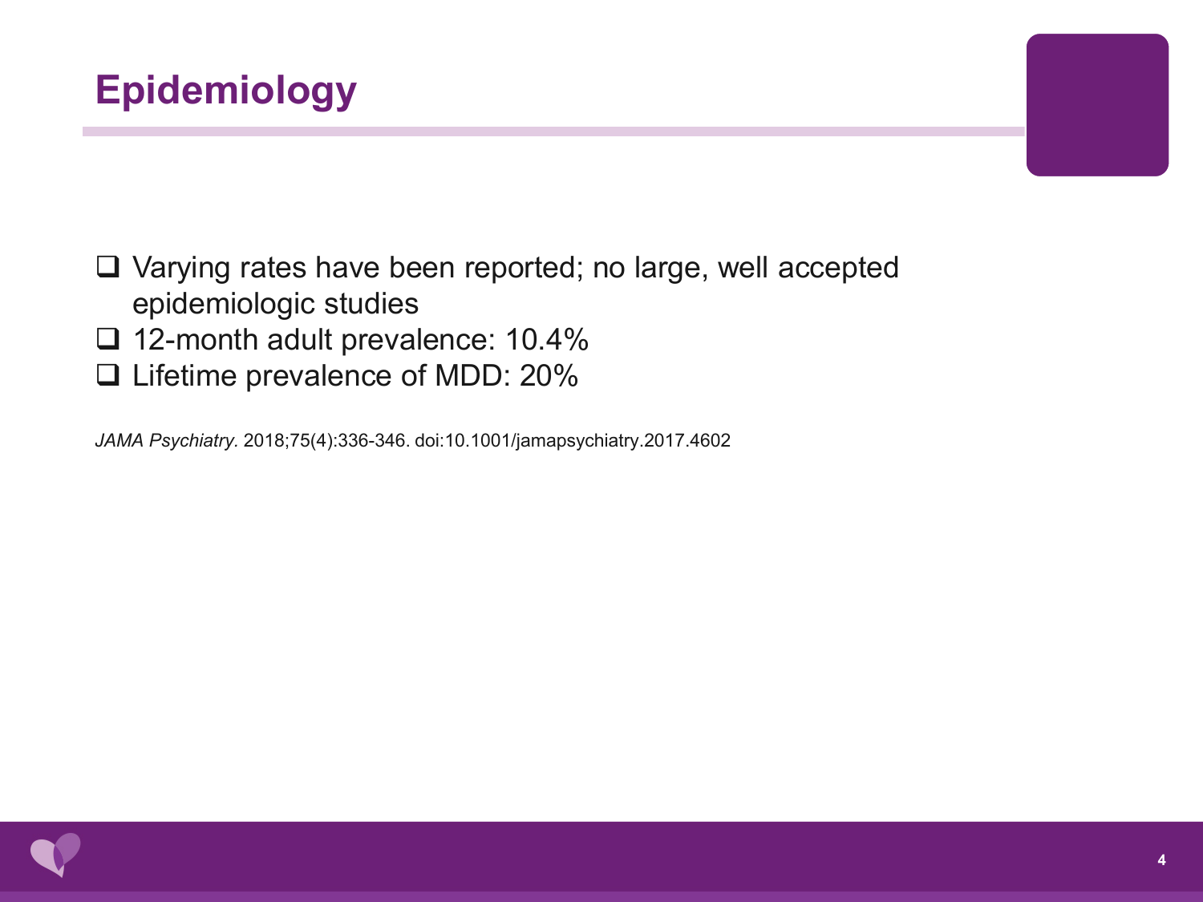# Epidemiology

- Varying rates have been reported; no large, well accepted epidemiologic studies
- 12-month adult prevalence: 10.4%
- Lifetime prevalence of MDD: 20%

*JAMA Psychiatry.* 2018;75(4):336-346. doi:10.1001/jamapsychiatry.2017.4602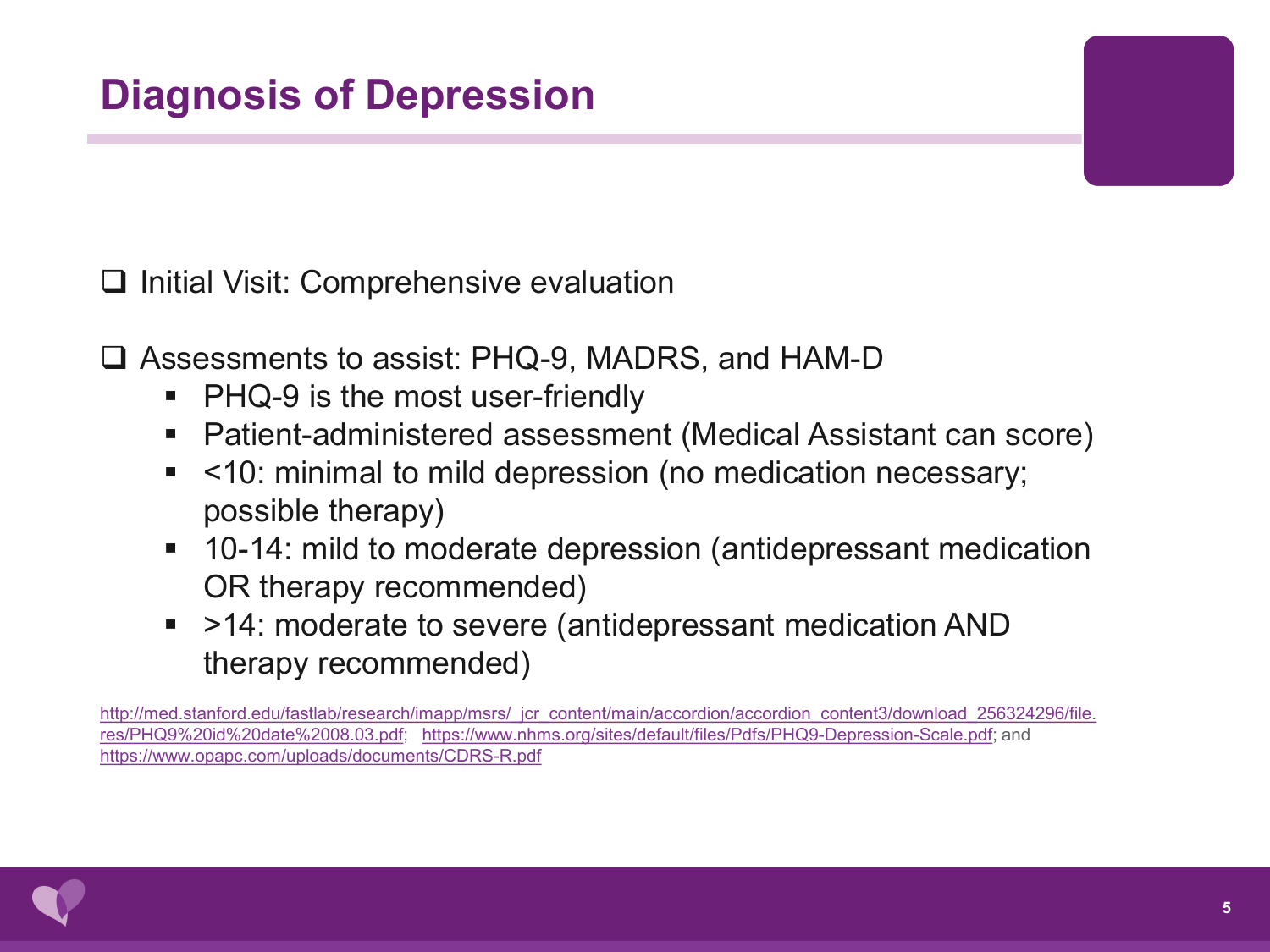# Diagnosis of Depression

- Initial Visit: Comprehensive evaluation

- Assessments to assist: PHQ-9, MADRS, and HAM-D
  - PHQ-9 is the most user-friendly
  - Patient-administered assessment (Medical Assistant can score)
  - <10: minimal to mild depression (no medication necessary; possible therapy)
  - 10-14: mild to moderate depression (antidepressant medication OR therapy recommended)
  - >14: moderate to severe (antidepressant medication AND therapy recommended)

http://med.stanford.edu/fastlab/research/imapp/msrs/_jcr_content/main/accordion/accordion_content3/download_256324296/file.res/PHQ9%20id%20date%2008.03.pdf; https://www.nhms.org/sites/default/files/Pdfs/PHQ9-Depression-Scale.pdf; and https://www.opapc.com/uploads/documents/CDRS-R.pdf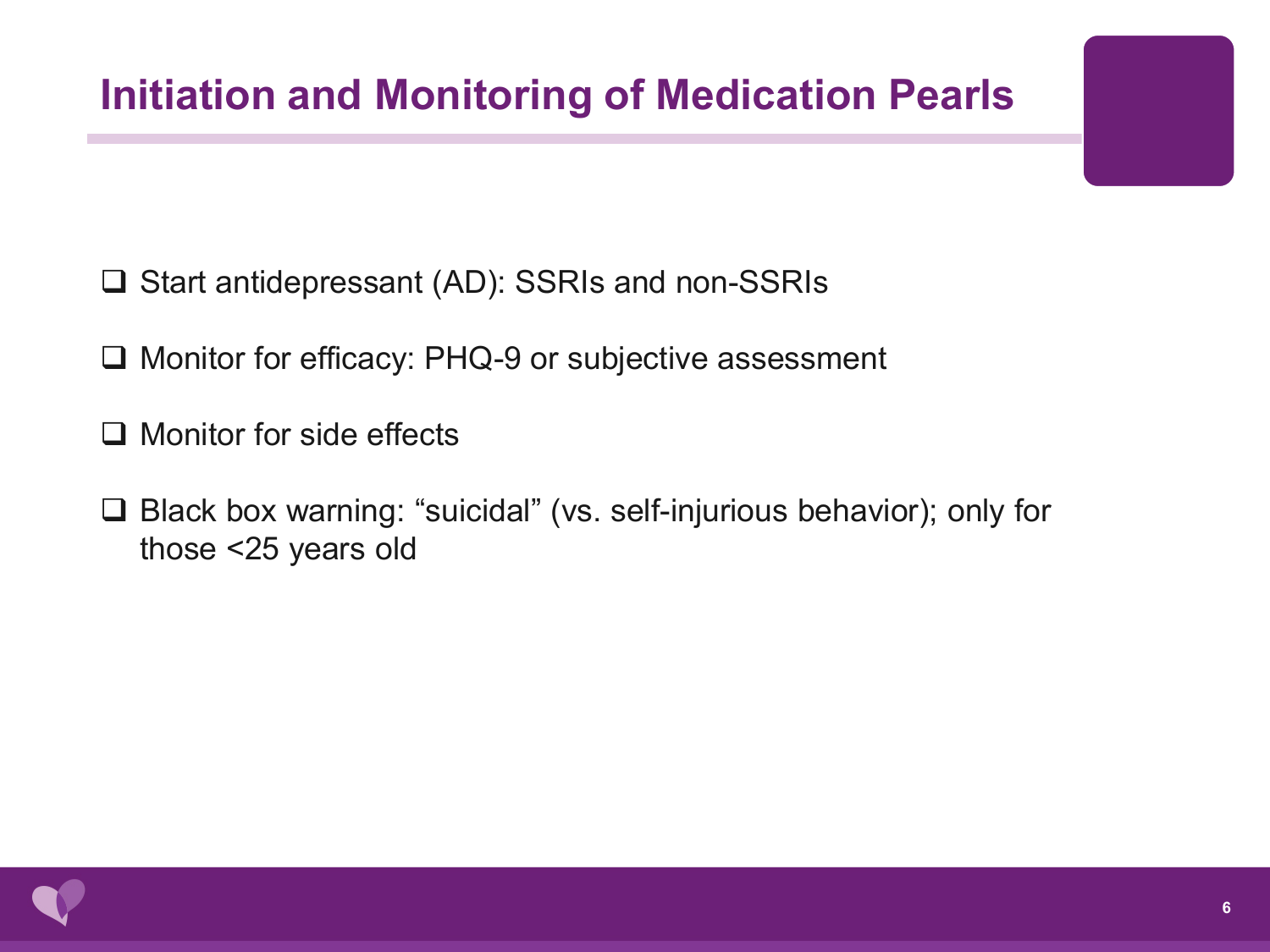# Initiation and Monitoring of Medication Pearls

- ❑ Start antidepressant (AD): SSRIs and non-SSRIs
- ❑ Monitor for efficacy: PHQ-9 or subjective assessment
- ❑ Monitor for side effects
- ❑ Black box warning: “suicidal” (vs. self-injurious behavior); only for those <25 years old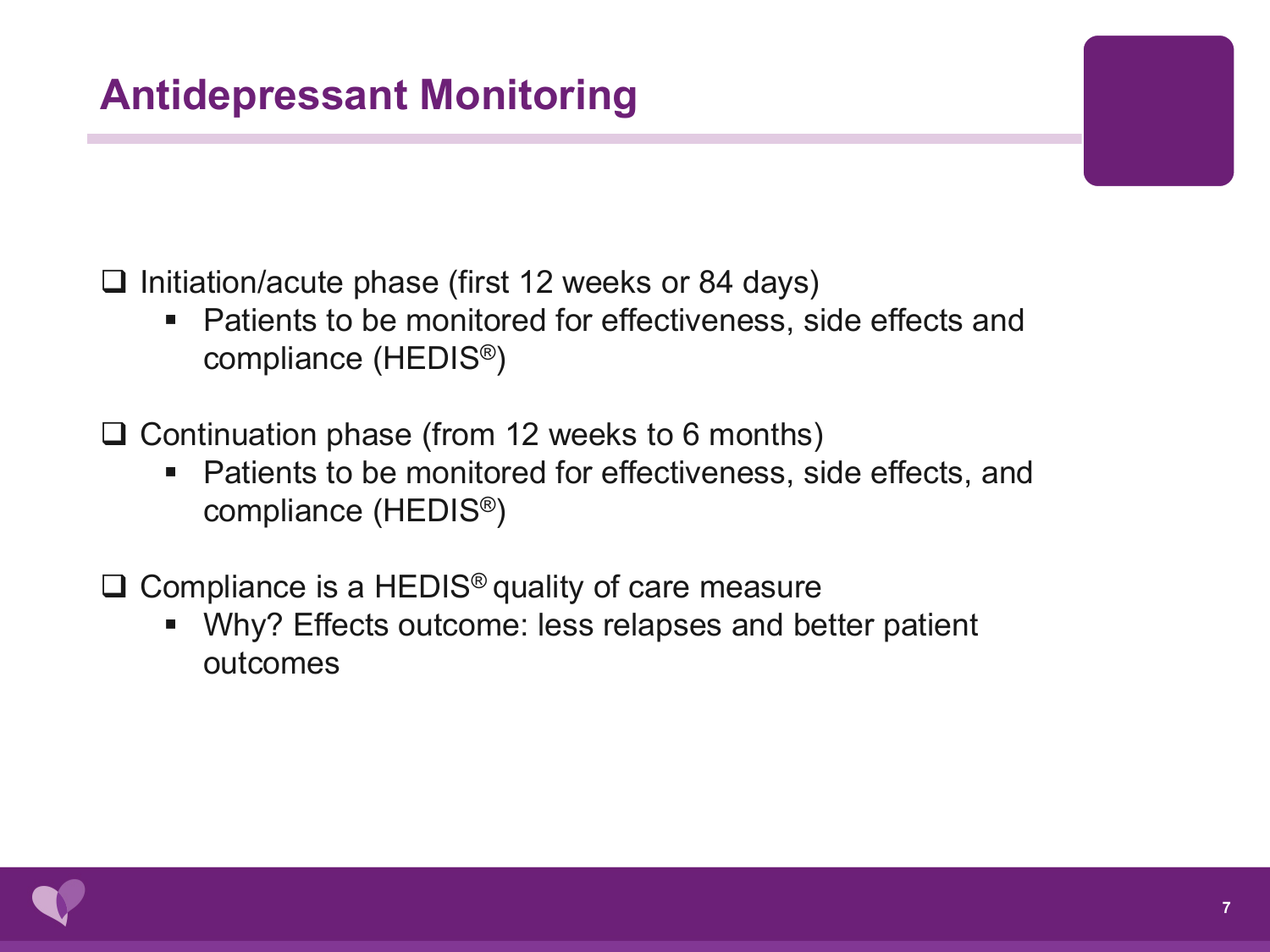# Antidepressant Monitoring

- Initiation/acute phase (first 12 weeks or 84 days)
  - Patients to be monitored for effectiveness, side effects and compliance (HEDIS®)

- Continuation phase (from 12 weeks to 6 months)
  - Patients to be monitored for effectiveness, side effects, and compliance (HEDIS®)

- Compliance is a HEDIS® quality of care measure
  - Why? Effects outcome: less relapses and better patient outcomes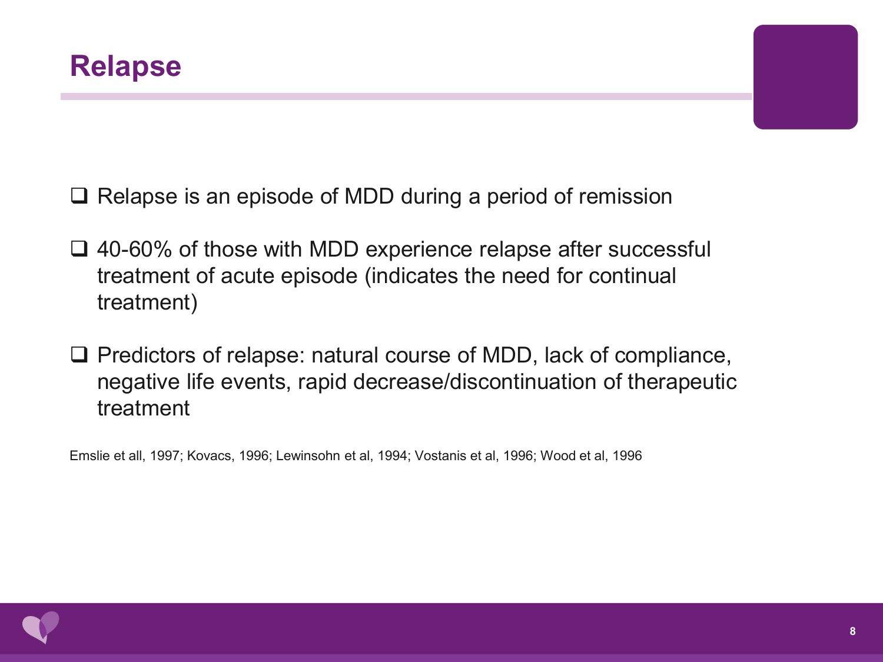# Relapse

- Relapse is an episode of MDD during a period of remission

- 40-60% of those with MDD experience relapse after successful treatment of acute episode (indicates the need for continual treatment)

- Predictors of relapse: natural course of MDD, lack of compliance, negative life events, rapid decrease/discontinuation of therapeutic treatment

Emslie et all, 1997; Kovacs, 1996; Lewinsohn et al, 1994; Vostanis et al, 1996; Wood et al, 1996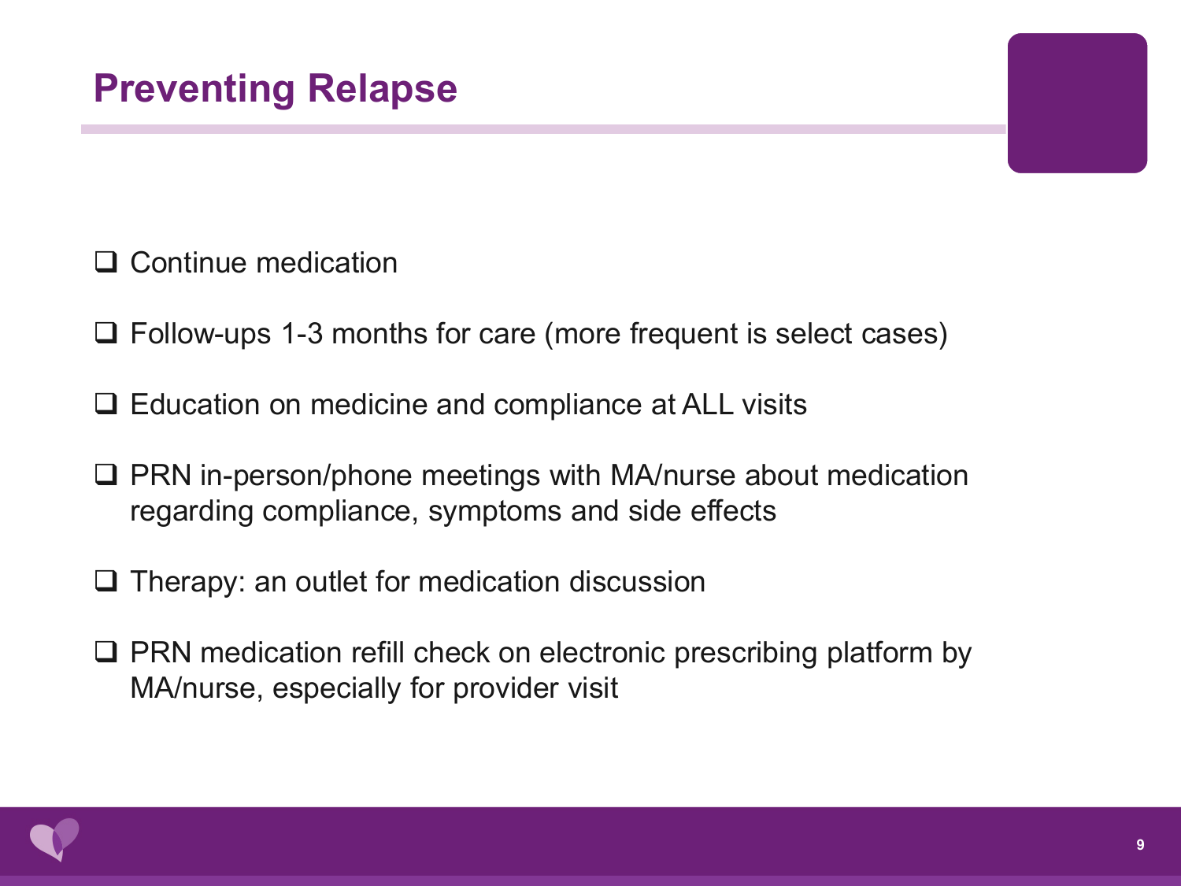# Preventing Relapse

- Continue medication
- Follow-ups 1-3 months for care (more frequent is select cases)
- Education on medicine and compliance at ALL visits
- PRN in-person/phone meetings with MA/nurse about medication regarding compliance, symptoms and side effects
- Therapy: an outlet for medication discussion
- PRN medication refill check on electronic prescribing platform by MA/nurse, especially for provider visit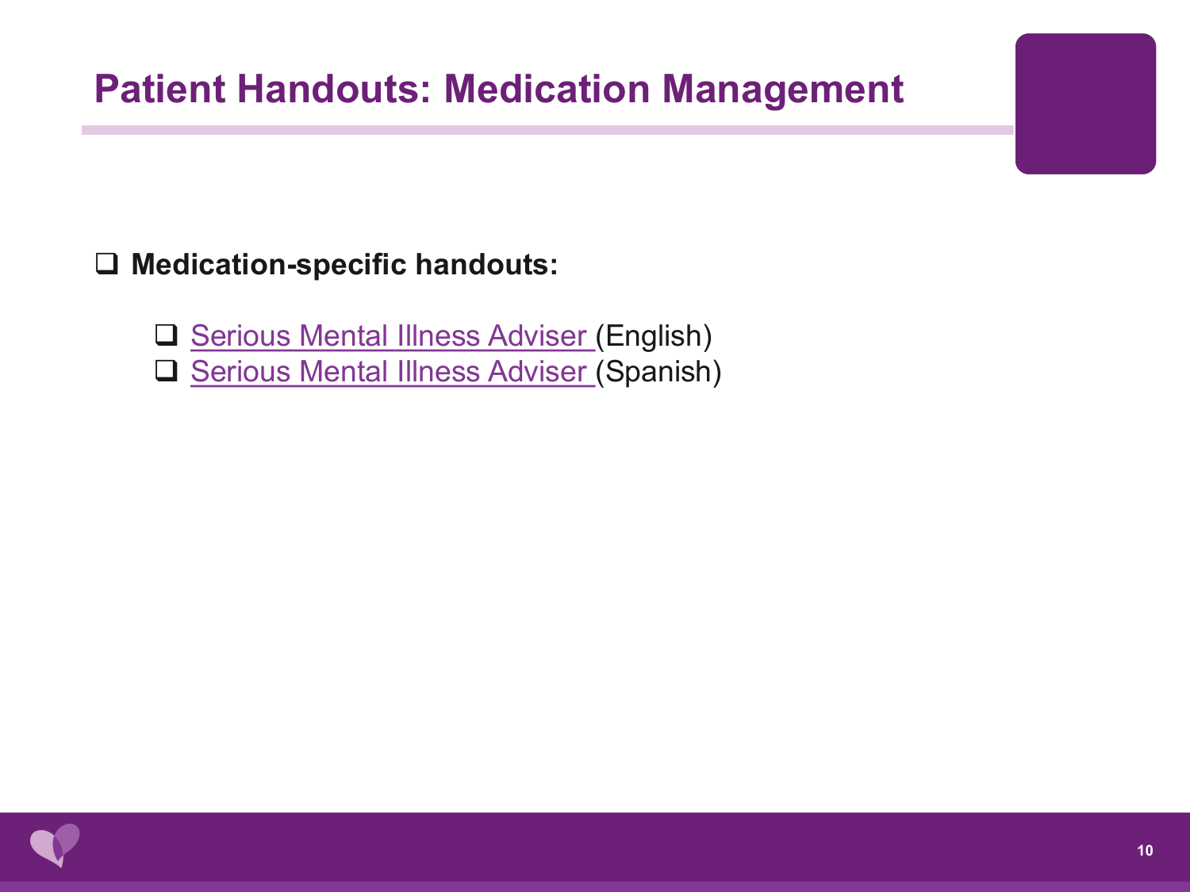# Patient Handouts: Medication Management

- **Medication-specific handouts:**
  - Serious Mental Illness Adviser (English)
  - Serious Mental Illness Adviser (Spanish)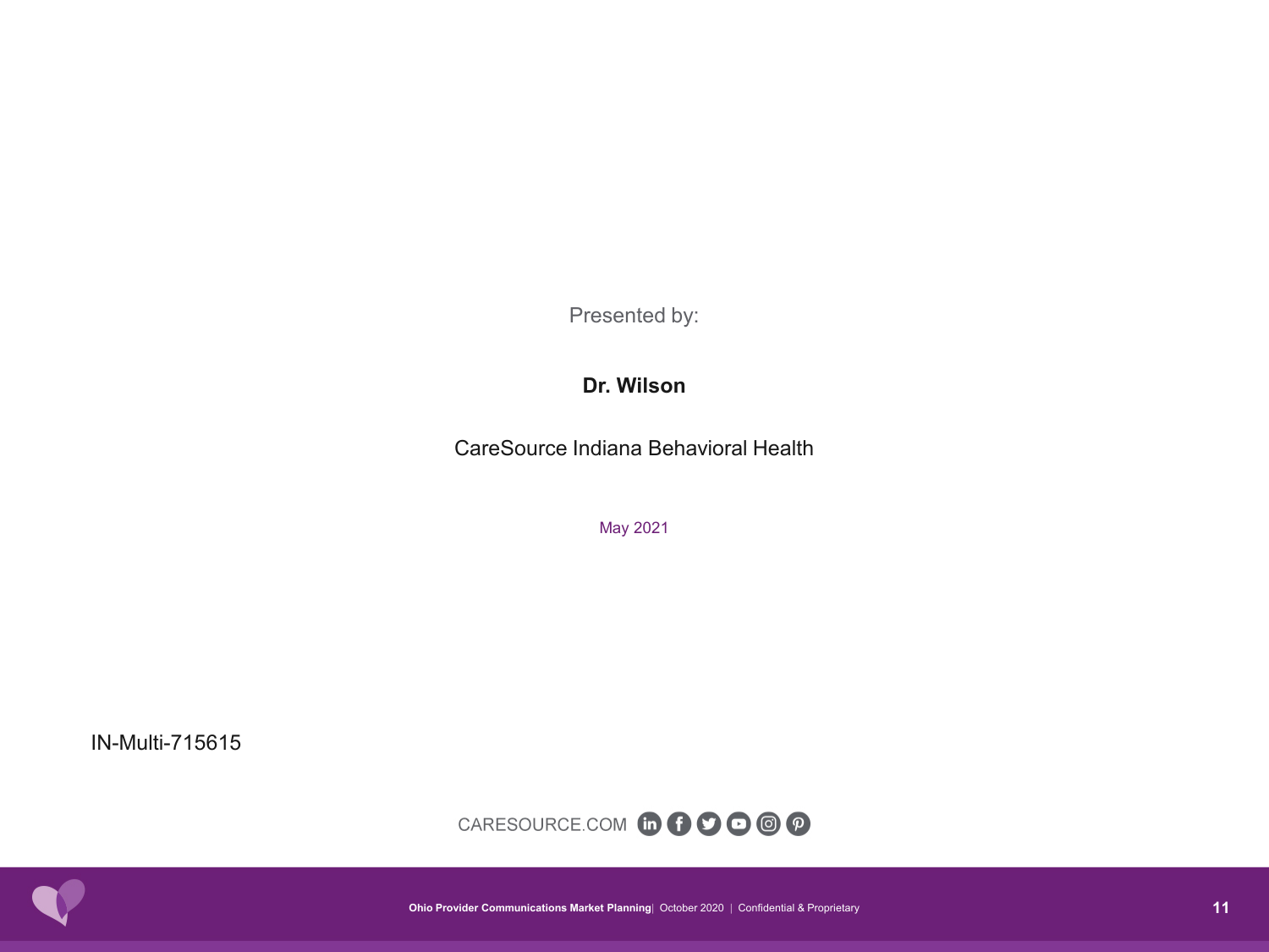Presented by:

**Dr. Wilson**

CareSource Indiana Behavioral Health

May 2021

IN-Multi-715615

CARESOURCE.COM